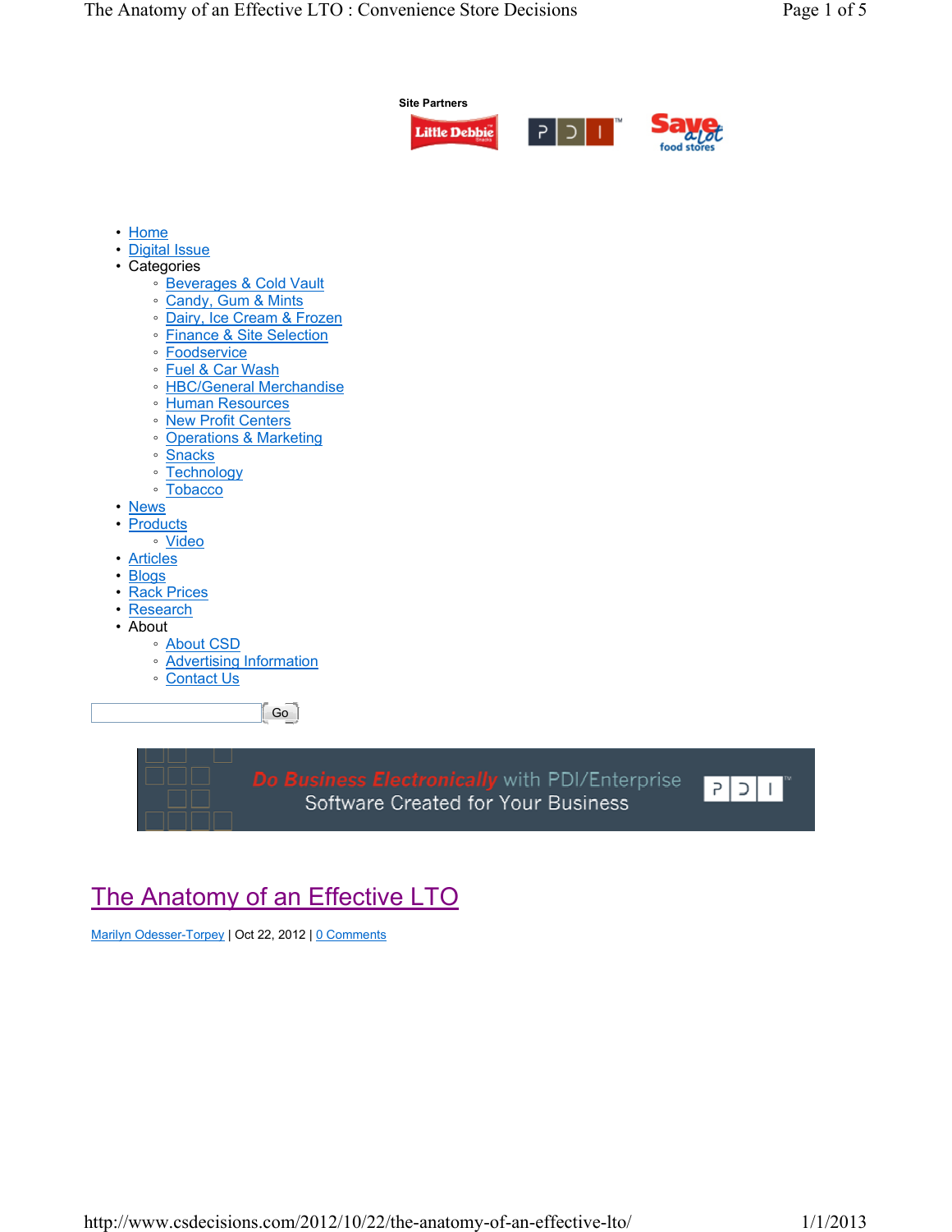Site Partners

- Home
- Digital Issue
- Categories
  - Beverages & Cold Vault
  - Candy, Gum & Mints
  - Dairy, Ice Cream & Frozen
  - Finance & Site Selection
  - Foodservice
  - Fuel & Car Wash
  - HBC/General Merchandise
  - Human Resources
  - New Profit Centers
  - Operations & Marketing
  - Snacks
  - Technology
  - Tobacco
- News
- Products
  - Video
- Articles
- Blogs
- Rack Prices
- Research
- About
  - About CSD
  - Advertising Information
  - Contact Us

Go

Do Business Electronically with PDI/Enterprise
Software Created for Your Business

# The Anatomy of an Effective LTO

Marilyn Odesser-Torpey | Oct 22, 2012 | 0 Comments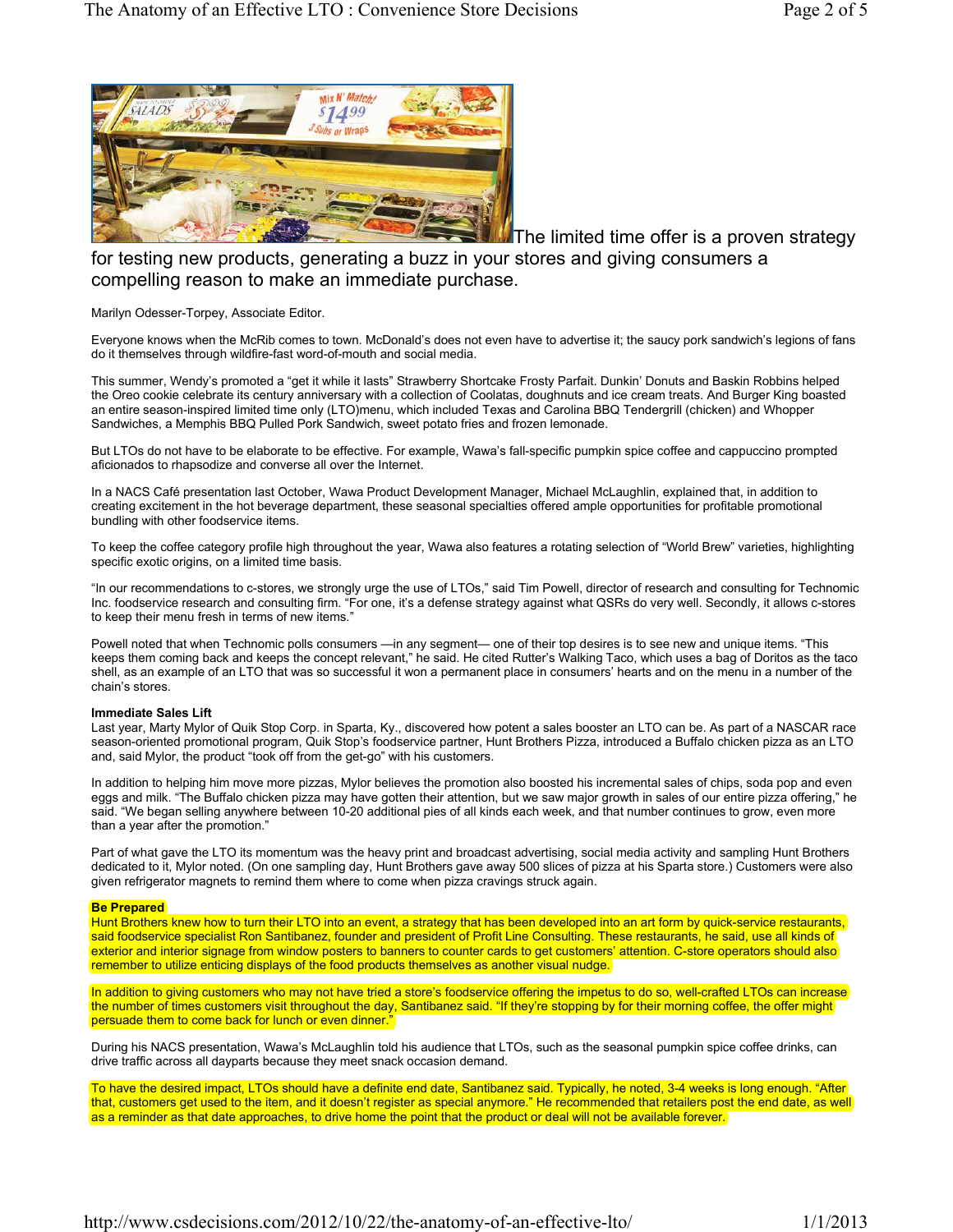The limited time offer is a proven strategy for testing new products, generating a buzz in your stores and giving consumers a compelling reason to make an immediate purchase.

Marilyn Odesser-Torpey, Associate Editor.

Everyone knows when the McRib comes to town. McDonald's does not even have to advertise it; the saucy pork sandwich's legions of fans do it themselves through wildfire-fast word-of-mouth and social media.

This summer, Wendy's promoted a "get it while it lasts" Strawberry Shortcake Frosty Parfait. Dunkin' Donuts and Baskin Robbins helped the Oreo cookie celebrate its century anniversary with a collection of Coolatas, doughnuts and ice cream treats. And Burger King boasted an entire season-inspired limited time only (LTO)menu, which included Texas and Carolina BBQ Tendergrill (chicken) and Whopper Sandwiches, a Memphis BBQ Pulled Pork Sandwich, sweet potato fries and frozen lemonade.

But LTOs do not have to be elaborate to be effective. For example, Wawa's fall-specific pumpkin spice coffee and cappuccino prompted aficionados to rhapsodize and converse all over the Internet.

In a NACS Café presentation last October, Wawa Product Development Manager, Michael McLaughlin, explained that, in addition to creating excitement in the hot beverage department, these seasonal specialties offered ample opportunities for profitable promotional bundling with other foodservice items.

To keep the coffee category profile high throughout the year, Wawa also features a rotating selection of "World Brew" varieties, highlighting specific exotic origins, on a limited time basis.

"In our recommendations to c-stores, we strongly urge the use of LTOs," said Tim Powell, director of research and consulting for Technomic Inc. foodservice research and consulting firm. "For one, it's a defense strategy against what QSRs do very well. Secondly, it allows c-stores to keep their menu fresh in terms of new items."

Powell noted that when Technomic polls consumers —in any segment— one of their top desires is to see new and unique items. "This keeps them coming back and keeps the concept relevant," he said. He cited Rutter's Walking Taco, which uses a bag of Doritos as the taco shell, as an example of an LTO that was so successful it won a permanent place in consumers' hearts and on the menu in a number of the chain's stores.

**Immediate Sales Lift**

Last year, Marty Mylor of Quik Stop Corp. in Sparta, Ky., discovered how potent a sales booster an LTO can be. As part of a NASCAR race season-oriented promotional program, Quik Stop's foodservice partner, Hunt Brothers Pizza, introduced a Buffalo chicken pizza as an LTO and, said Mylor, the product "took off from the get-go" with his customers.

In addition to helping him move more pizzas, Mylor believes the promotion also boosted his incremental sales of chips, soda pop and even eggs and milk. "The Buffalo chicken pizza may have gotten their attention, but we saw major growth in sales of our entire pizza offering," he said. "We began selling anywhere between 10-20 additional pies of all kinds each week, and that number continues to grow, even more than a year after the promotion."

Part of what gave the LTO its momentum was the heavy print and broadcast advertising, social media activity and sampling Hunt Brothers dedicated to it, Mylor noted. (On one sampling day, Hunt Brothers gave away 500 slices of pizza at his Sparta store.) Customers were also given refrigerator magnets to remind them where to come when pizza cravings struck again.

**Be Prepared**

Hunt Brothers knew how to turn their LTO into an event, a strategy that has been developed into an art form by quick-service restaurants, said foodservice specialist Ron Santibanez, founder and president of Profit Line Consulting. These restaurants, he said, use all kinds of exterior and interior signage from window posters to banners to counter cards to get customers' attention. C-store operators should also remember to utilize enticing displays of the food products themselves as another visual nudge.

In addition to giving customers who may not have tried a store's foodservice offering the impetus to do so, well-crafted LTOs can increase the number of times customers visit throughout the day, Santibanez said. "If they're stopping by for their morning coffee, the offer might persuade them to come back for lunch or even dinner."

During his NACS presentation, Wawa's McLaughlin told his audience that LTOs, such as the seasonal pumpkin spice coffee drinks, can drive traffic across all dayparts because they meet snack occasion demand.

To have the desired impact, LTOs should have a definite end date, Santibanez said. Typically, he noted, 3-4 weeks is long enough. "After that, customers get used to the item, and it doesn't register as special anymore." He recommended that retailers post the end date, as well as a reminder as that date approaches, to drive home the point that the product or deal will not be available forever.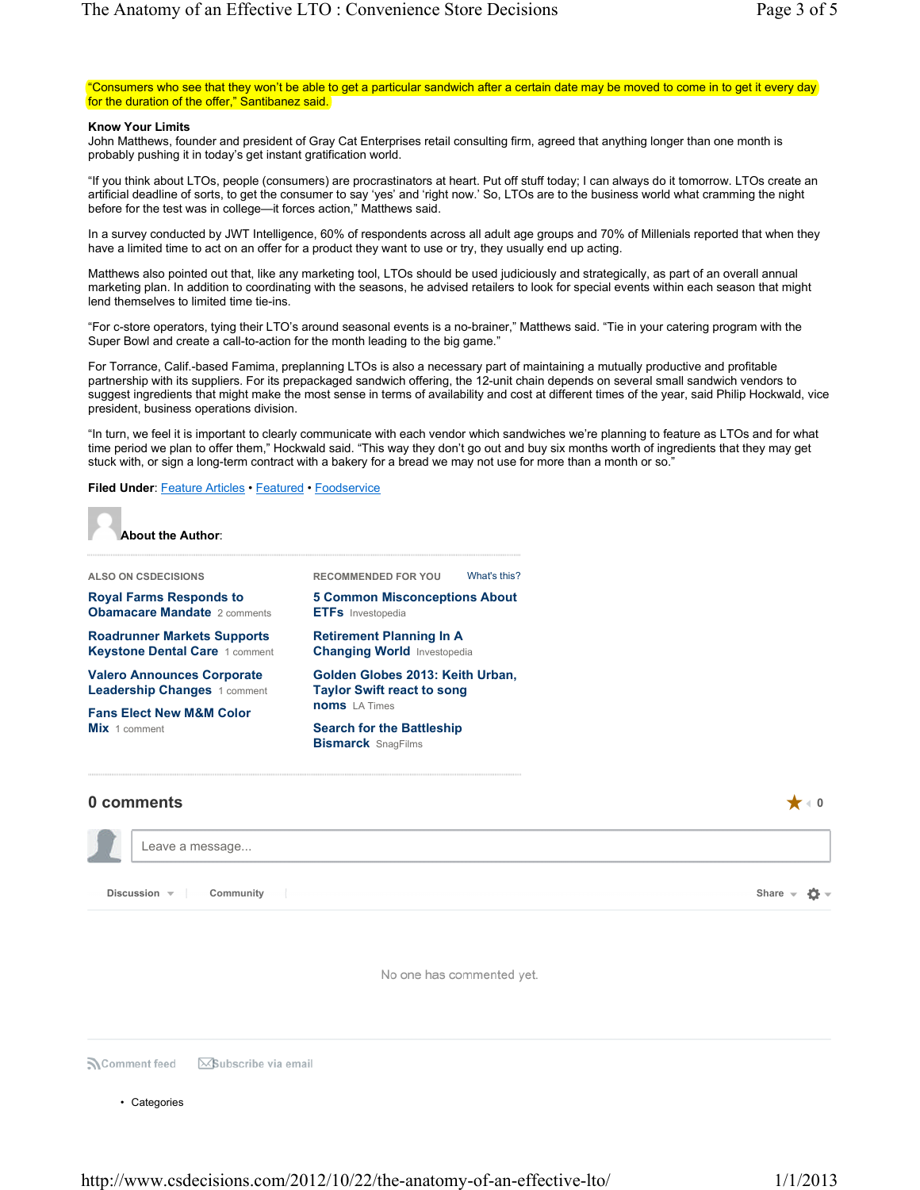"Consumers who see that they won't be able to get a particular sandwich after a certain date may be moved to come in to get it every day for the duration of the offer," Santibanez said.

**Know Your Limits**

John Matthews, founder and president of Gray Cat Enterprises retail consulting firm, agreed that anything longer than one month is probably pushing it in today's get instant gratification world.

"If you think about LTOs, people (consumers) are procrastinators at heart. Put off stuff today; I can always do it tomorrow. LTOs create an artificial deadline of sorts, to get the consumer to say 'yes' and 'right now.' So, LTOs are to the business world what cramming the night before for the test was in college—it forces action," Matthews said.

In a survey conducted by JWT Intelligence, 60% of respondents across all adult age groups and 70% of Millenials reported that when they have a limited time to act on an offer for a product they want to use or try, they usually end up acting.

Matthews also pointed out that, like any marketing tool, LTOs should be used judiciously and strategically, as part of an overall annual marketing plan. In addition to coordinating with the seasons, he advised retailers to look for special events within each season that might lend themselves to limited time tie-ins.

"For c-store operators, tying their LTO's around seasonal events is a no-brainer," Matthews said. "Tie in your catering program with the Super Bowl and create a call-to-action for the month leading to the big game."

For Torrance, Calif.-based Famima, preplanning LTOs is also a necessary part of maintaining a mutually productive and profitable partnership with its suppliers. For its prepackaged sandwich offering, the 12-unit chain depends on several small sandwich vendors to suggest ingredients that might make the most sense in terms of availability and cost at different times of the year, said Philip Hockwald, vice president, business operations division.

"In turn, we feel it is important to clearly communicate with each vendor which sandwiches we're planning to feature as LTOs and for what time period we plan to offer them," Hockwald said. "This way they don't go out and buy six months worth of ingredients that they may get stuck with, or sign a long-term contract with a bakery for a bread we may not use for more than a month or so."

**Filed Under**: Feature Articles • Featured • Foodservice

**About the Author**:

ALSO ON CSDECISIONS

- **Royal Farms Responds to Obamacare Mandate** 2 comments
- **Roadrunner Markets Supports Keystone Dental Care** 1 comment
- **Valero Announces Corporate Leadership Changes** 1 comment
- **Fans Elect New M&M Color Mix** 1 comment

RECOMMENDED FOR YOU What's this?

- **5 Common Misconceptions About ETFs** Investopedia
- **Retirement Planning In A Changing World** Investopedia
- **Golden Globes 2013: Keith Urban, Taylor Swift react to song noms** LA Times
- **Search for the Battleship Bismarck** SnagFilms

## 0 comments

0

Leave a message...

Discussion Community Share

No one has commented yet.

Comment feed Subscribe via email

- Categories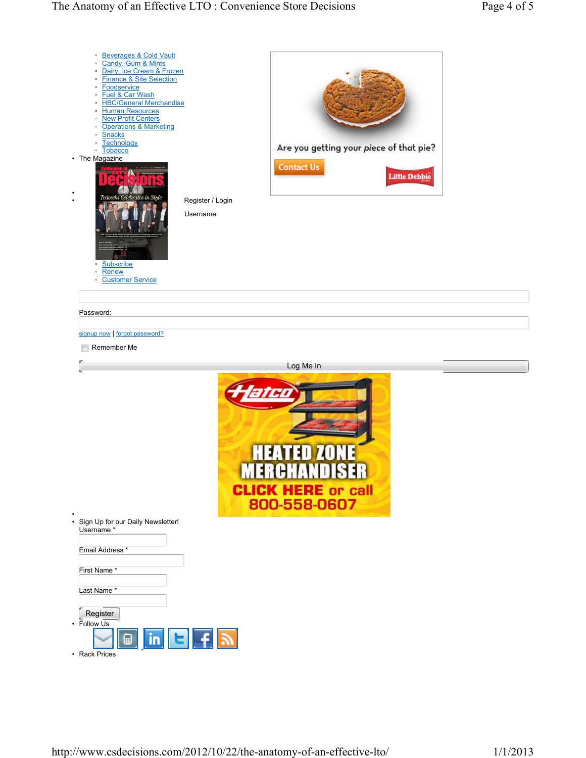- Beverages & Cold Vault
- Candy, Gum & Mints
- Dairy, Ice Cream & Frozen
- Finance & Site Selection
- Foodservice
- Fuel & Car Wash
- HBC/General Merchandise
- Human Resources
- New Profit Centers
- Operations & Marketing
- Snacks
- Technology
- Tobacco

- The Magazine
  - Subscribe
  - Renew
  - Customer Service

Are you getting your piece of that pie?

Contact Us

Little Debbie

Register / Login

Username:

Password:

signup now | forgot password?

Remember Me

Log Me In

Hatco

HEATED ZONE MERCHANDISER

CLICK HERE or call 800-558-0607

- Sign Up for our Daily Newsletter!

Username *

Email Address *

First Name *

Last Name *

Register

- Follow Us
- Rack Prices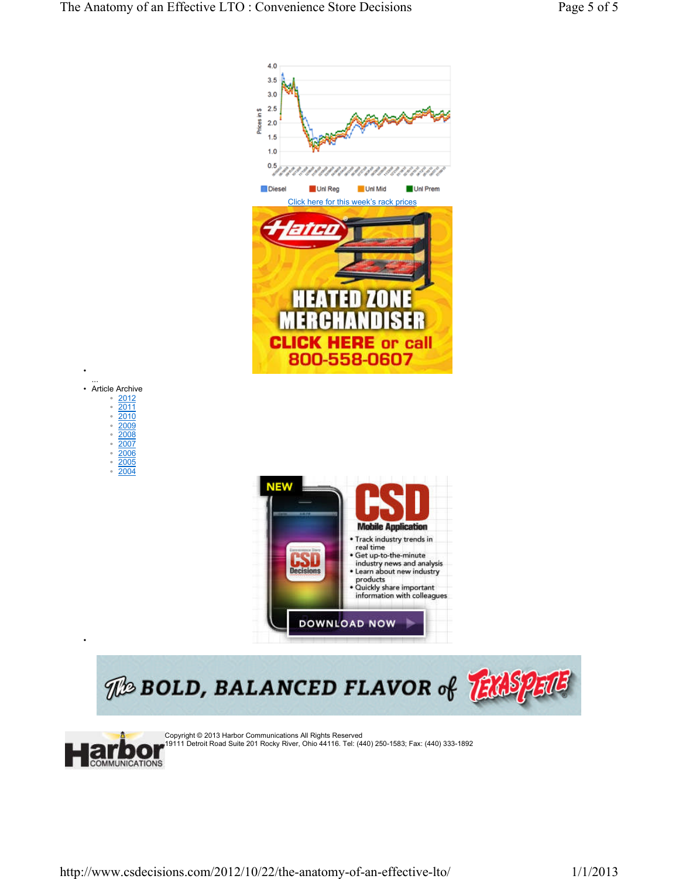4.0
3.5
3.0
2.5
2.0
1.5
1.0
0.5

Prices in $

Diesel Unl Reg Unl Mid Unl Prem

Click here for this week's rack prices

Hatco

HEATED ZONE MERCHANDISER

CLICK HERE or call 800-558-0607

- ...
- Article Archive
  - 2012
  - 2011
  - 2010
  - 2009
  - 2008
  - 2007
  - 2006
  - 2005
  - 2004

NEW

CSD Mobile Application

- Track industry trends in real time
- Get up-to-the-minute industry news and analysis
- Learn about new industry products
- Quickly share important information with colleagues

DOWNLOAD NOW

The BOLD, BALANCED FLAVOR of TEXAS PETE®

Harbor COMMUNICATIONS

Copyright © 2013 Harbor Communications All Rights Reserved
19111 Detroit Road Suite 201 Rocky River, Ohio 44116. Tel: (440) 250-1583; Fax: (440) 333-1892